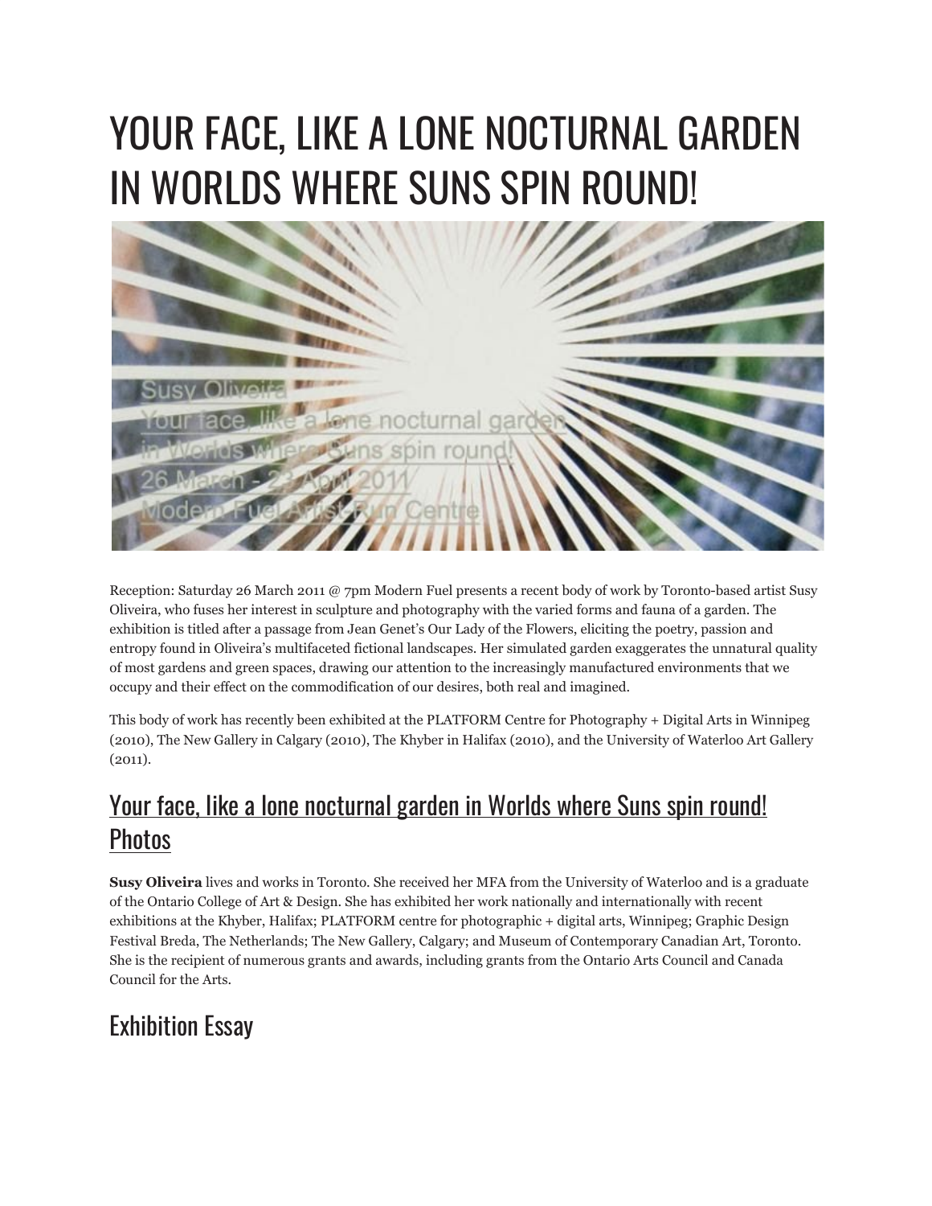# YOUR FACE, LIKE A LONE NOCTURNAL GARDEN IN WORLDS WHERE SUNS SPIN ROUND!

Reception: Saturday 26 March 2011 @ 7pm Modern Fuel presents a recent body of work by Toronto-based artist Susy Oliveira, who fuses her interest in sculpture and photography with the varied forms and fauna of a garden. The exhibition is titled after a passage from Jean Genet's Our Lady of the Flowers, eliciting the poetry, passion and entropy found in Oliveira's multifaceted fictional landscapes. Her simulated garden exaggerates the unnatural quality of most gardens and green spaces, drawing our attention to the increasingly manufactured environments that we occupy and their effect on the commodification of our desires, both real and imagined.

This body of work has recently been exhibited at the PLATFORM Centre for Photography + Digital Arts in Winnipeg (2010), The New Gallery in Calgary (2010), The Khyber in Halifax (2010), and the University of Waterloo Art Gallery (2011).

## Your face, like a lone nocturnal garden in Worlds where Suns spin round! Photos

**Susy Oliveira** lives and works in Toronto. She received her MFA from the University of Waterloo and is a graduate of the Ontario College of Art & Design. She has exhibited her work nationally and internationally with recent exhibitions at the Khyber, Halifax; PLATFORM centre for photographic + digital arts, Winnipeg; Graphic Design Festival Breda, The Netherlands; The New Gallery, Calgary; and Museum of Contemporary Canadian Art, Toronto. She is the recipient of numerous grants and awards, including grants from the Ontario Arts Council and Canada Council for the Arts.

## Exhibition Essay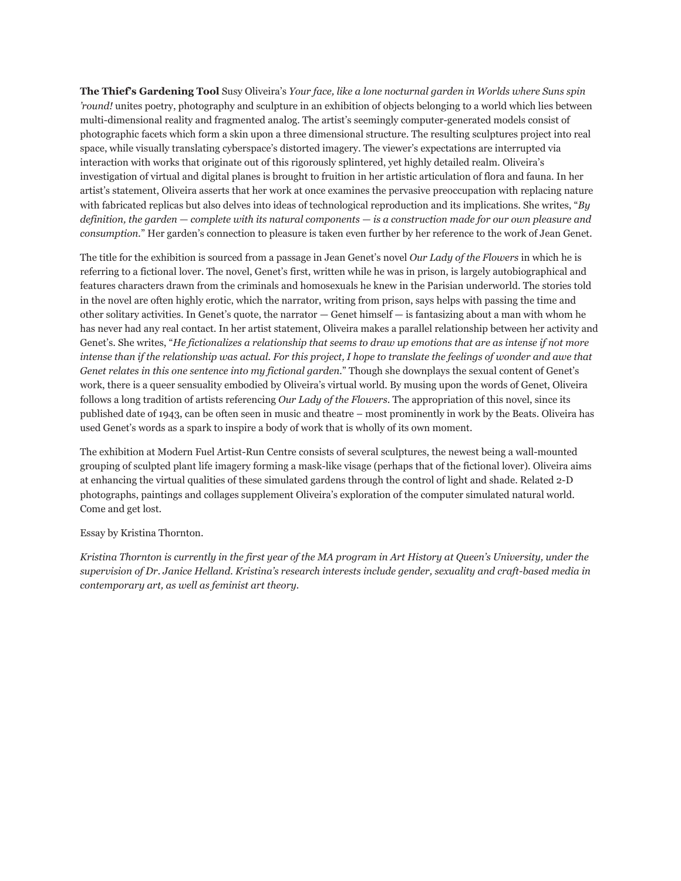**The Thief's Gardening Tool** Susy Oliveira's *Your face, like a lone nocturnal garden in Worlds where Suns spin 'round!* unites poetry, photography and sculpture in an exhibition of objects belonging to a world which lies between multi-dimensional reality and fragmented analog. The artist's seemingly computer-generated models consist of photographic facets which form a skin upon a three dimensional structure. The resulting sculptures project into real space, while visually translating cyberspace's distorted imagery. The viewer's expectations are interrupted via interaction with works that originate out of this rigorously splintered, yet highly detailed realm. Oliveira's investigation of virtual and digital planes is brought to fruition in her artistic articulation of flora and fauna. In her artist's statement, Oliveira asserts that her work at once examines the pervasive preoccupation with replacing nature with fabricated replicas but also delves into ideas of technological reproduction and its implications. She writes, "*By definition, the garden — complete with its natural components — is a construction made for our own pleasure and consumption.*" Her garden's connection to pleasure is taken even further by her reference to the work of Jean Genet.

The title for the exhibition is sourced from a passage in Jean Genet's novel *Our Lady of the Flowers* in which he is referring to a fictional lover. The novel, Genet's first, written while he was in prison, is largely autobiographical and features characters drawn from the criminals and homosexuals he knew in the Parisian underworld. The stories told in the novel are often highly erotic, which the narrator, writing from prison, says helps with passing the time and other solitary activities. In Genet's quote, the narrator — Genet himself — is fantasizing about a man with whom he has never had any real contact. In her artist statement, Oliveira makes a parallel relationship between her activity and Genet's. She writes, "*He fictionalizes a relationship that seems to draw up emotions that are as intense if not more intense than if the relationship was actual. For this project, I hope to translate the feelings of wonder and awe that Genet relates in this one sentence into my fictional garden.*" Though she downplays the sexual content of Genet's work, there is a queer sensuality embodied by Oliveira's virtual world. By musing upon the words of Genet, Oliveira follows a long tradition of artists referencing *Our Lady of the Flowers*. The appropriation of this novel, since its published date of 1943, can be often seen in music and theatre – most prominently in work by the Beats. Oliveira has used Genet's words as a spark to inspire a body of work that is wholly of its own moment.

The exhibition at Modern Fuel Artist-Run Centre consists of several sculptures, the newest being a wall-mounted grouping of sculpted plant life imagery forming a mask-like visage (perhaps that of the fictional lover). Oliveira aims at enhancing the virtual qualities of these simulated gardens through the control of light and shade. Related 2-D photographs, paintings and collages supplement Oliveira's exploration of the computer simulated natural world. Come and get lost.

Essay by Kristina Thornton.

*Kristina Thornton is currently in the first year of the MA program in Art History at Queen's University, under the supervision of Dr. Janice Helland. Kristina's research interests include gender, sexuality and craft-based media in contemporary art, as well as feminist art theory.*